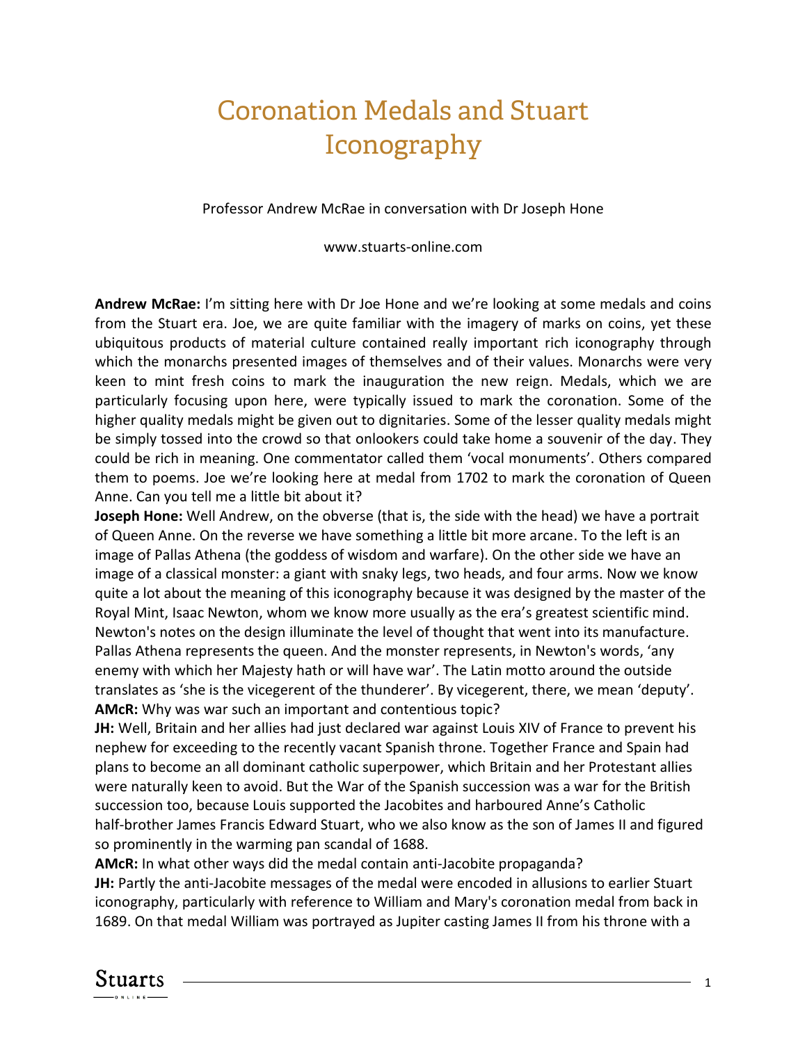# Coronation Medals and Stuart Iconography

Professor Andrew McRae in conversation with Dr Joseph Hone

www.stuarts-online.com

**Andrew McRae:** I'm sitting here with Dr Joe Hone and we're looking at some medals and coins from the Stuart era. Joe, we are quite familiar with the imagery of marks on coins, yet these ubiquitous products of material culture contained really important rich iconography through which the monarchs presented images of themselves and of their values. Monarchs were very keen to mint fresh coins to mark the inauguration the new reign. Medals, which we are particularly focusing upon here, were typically issued to mark the coronation. Some of the higher quality medals might be given out to dignitaries. Some of the lesser quality medals might be simply tossed into the crowd so that onlookers could take home a souvenir of the day. They could be rich in meaning. One commentator called them 'vocal monuments'. Others compared them to poems. Joe we're looking here at medal from 1702 to mark the coronation of Queen Anne. Can you tell me a little bit about it?

**Joseph Hone:** Well Andrew, on the obverse (that is, the side with the head) we have a portrait of Queen Anne. On the reverse we have something a little bit more arcane. To the left is an image of Pallas Athena (the goddess of wisdom and warfare). On the other side we have an image of a classical monster: a giant with snaky legs, two heads, and four arms. Now we know quite a lot about the meaning of this iconography because it was designed by the master of the Royal Mint, Isaac Newton, whom we know more usually as the era's greatest scientific mind. Newton's notes on the design illuminate the level of thought that went into its manufacture. Pallas Athena represents the queen. And the monster represents, in Newton's words, 'any enemy with which her Majesty hath or will have war'. The Latin motto around the outside translates as 'she is the vicegerent of the thunderer'. By vicegerent, there, we mean 'deputy'.

**AMcR:** Why was war such an important and contentious topic?

**JH:** Well, Britain and her allies had just declared war against Louis XIV of France to prevent his nephew for exceeding to the recently vacant Spanish throne. Together France and Spain had plans to become an all dominant catholic superpower, which Britain and her Protestant allies were naturally keen to avoid. But the War of the Spanish succession was a war for the British succession too, because Louis supported the Jacobites and harboured Anne's Catholic half-brother James Francis Edward Stuart, who we also know as the son of James II and figured so prominently in the warming pan scandal of 1688.

**AMcR:** In what other ways did the medal contain anti-Jacobite propaganda?

**JH:** Partly the anti-Jacobite messages of the medal were encoded in allusions to earlier Stuart iconography, particularly with reference to William and Mary's coronation medal from back in 1689. On that medal William was portrayed as Jupiter casting James II from his throne with a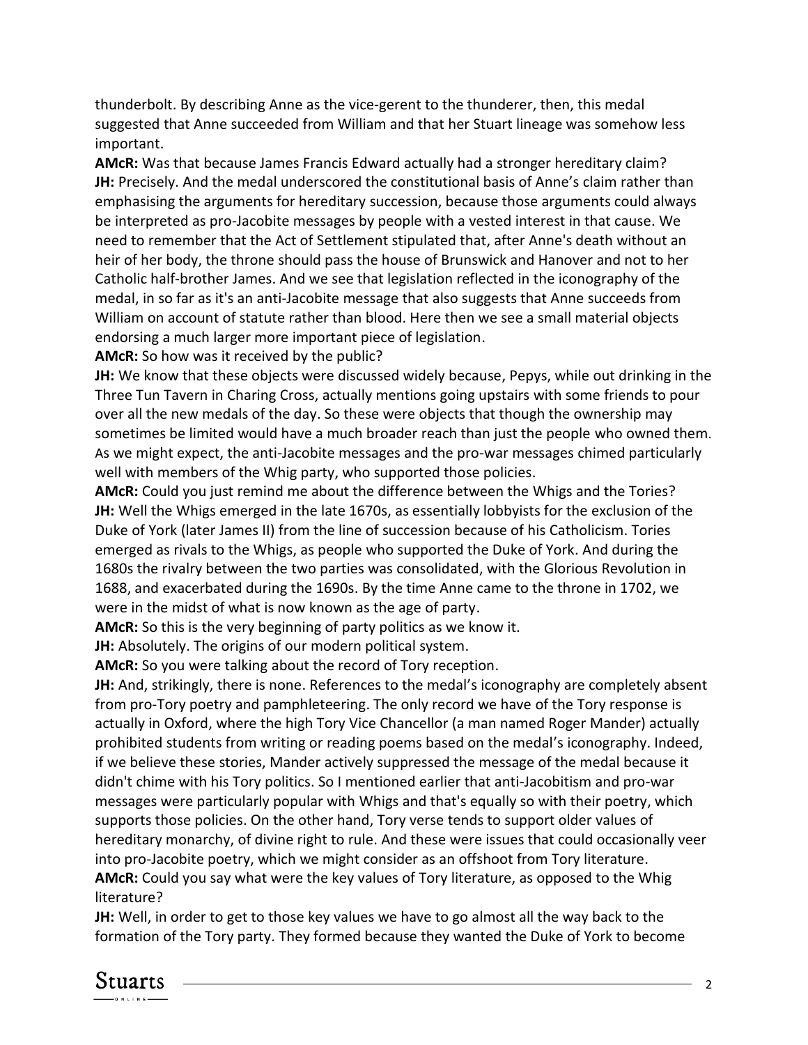thunderbolt. By describing Anne as the vice-gerent to the thunderer, then, this medal suggested that Anne succeeded from William and that her Stuart lineage was somehow less important.

**AMcR:** Was that because James Francis Edward actually had a stronger hereditary claim?

**JH:** Precisely. And the medal underscored the constitutional basis of Anne's claim rather than emphasising the arguments for hereditary succession, because those arguments could always be interpreted as pro-Jacobite messages by people with a vested interest in that cause. We need to remember that the Act of Settlement stipulated that, after Anne's death without an heir of her body, the throne should pass the house of Brunswick and Hanover and not to her Catholic half-brother James. And we see that legislation reflected in the iconography of the medal, in so far as it's an anti-Jacobite message that also suggests that Anne succeeds from William on account of statute rather than blood. Here then we see a small material objects endorsing a much larger more important piece of legislation.

**AMcR:** So how was it received by the public?

**JH:** We know that these objects were discussed widely because, Pepys, while out drinking in the Three Tun Tavern in Charing Cross, actually mentions going upstairs with some friends to pour over all the new medals of the day. So these were objects that though the ownership may sometimes be limited would have a much broader reach than just the people who owned them. As we might expect, the anti-Jacobite messages and the pro-war messages chimed particularly well with members of the Whig party, who supported those policies.

**AMcR:** Could you just remind me about the difference between the Whigs and the Tories?

**JH:** Well the Whigs emerged in the late 1670s, as essentially lobbyists for the exclusion of the Duke of York (later James II) from the line of succession because of his Catholicism. Tories emerged as rivals to the Whigs, as people who supported the Duke of York. And during the 1680s the rivalry between the two parties was consolidated, with the Glorious Revolution in 1688, and exacerbated during the 1690s. By the time Anne came to the throne in 1702, we were in the midst of what is now known as the age of party.

**AMcR:** So this is the very beginning of party politics as we know it.

**JH:** Absolutely. The origins of our modern political system.

**AMcR:** So you were talking about the record of Tory reception.

**JH:** And, strikingly, there is none. References to the medal's iconography are completely absent from pro-Tory poetry and pamphleteering. The only record we have of the Tory response is actually in Oxford, where the high Tory Vice Chancellor (a man named Roger Mander) actually prohibited students from writing or reading poems based on the medal's iconography. Indeed, if we believe these stories, Mander actively suppressed the message of the medal because it didn't chime with his Tory politics. So I mentioned earlier that anti-Jacobitism and pro-war messages were particularly popular with Whigs and that's equally so with their poetry, which supports those policies. On the other hand, Tory verse tends to support older values of hereditary monarchy, of divine right to rule. And these were issues that could occasionally veer into pro-Jacobite poetry, which we might consider as an offshoot from Tory literature.

**AMcR:** Could you say what were the key values of Tory literature, as opposed to the Whig literature?

**JH:** Well, in order to get to those key values we have to go almost all the way back to the formation of the Tory party. They formed because they wanted the Duke of York to become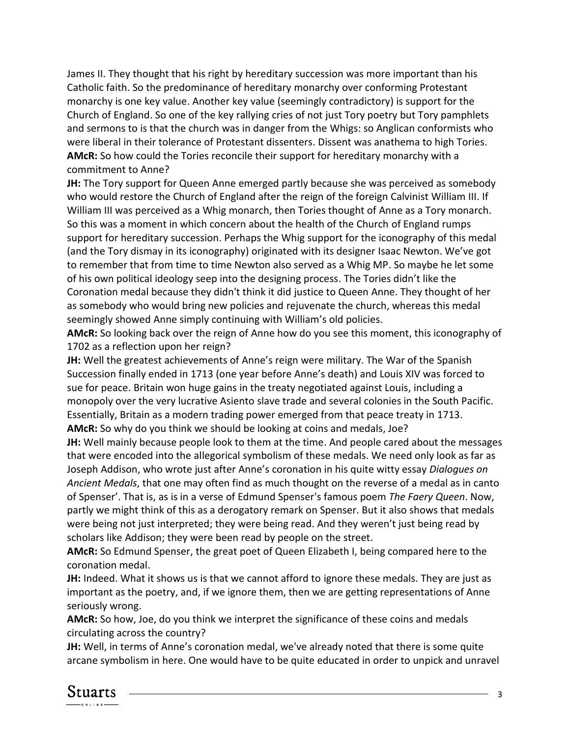James II. They thought that his right by hereditary succession was more important than his Catholic faith. So the predominance of hereditary monarchy over conforming Protestant monarchy is one key value. Another key value (seemingly contradictory) is support for the Church of England. So one of the key rallying cries of not just Tory poetry but Tory pamphlets and sermons to is that the church was in danger from the Whigs: so Anglican conformists who were liberal in their tolerance of Protestant dissenters. Dissent was anathema to high Tories.

**AMcR:** So how could the Tories reconcile their support for hereditary monarchy with a commitment to Anne?

**JH:** The Tory support for Queen Anne emerged partly because she was perceived as somebody who would restore the Church of England after the reign of the foreign Calvinist William III. If William III was perceived as a Whig monarch, then Tories thought of Anne as a Tory monarch. So this was a moment in which concern about the health of the Church of England rumps support for hereditary succession. Perhaps the Whig support for the iconography of this medal (and the Tory dismay in its iconography) originated with its designer Isaac Newton. We've got to remember that from time to time Newton also served as a Whig MP. So maybe he let some of his own political ideology seep into the designing process. The Tories didn't like the Coronation medal because they didn't think it did justice to Queen Anne. They thought of her as somebody who would bring new policies and rejuvenate the church, whereas this medal seemingly showed Anne simply continuing with William's old policies.

**AMcR:** So looking back over the reign of Anne how do you see this moment, this iconography of 1702 as a reflection upon her reign?

**JH:** Well the greatest achievements of Anne's reign were military. The War of the Spanish Succession finally ended in 1713 (one year before Anne's death) and Louis XIV was forced to sue for peace. Britain won huge gains in the treaty negotiated against Louis, including a monopoly over the very lucrative Asiento slave trade and several colonies in the South Pacific. Essentially, Britain as a modern trading power emerged from that peace treaty in 1713.

**AMcR:** So why do you think we should be looking at coins and medals, Joe?

**JH:** Well mainly because people look to them at the time. And people cared about the messages that were encoded into the allegorical symbolism of these medals. We need only look as far as Joseph Addison, who wrote just after Anne's coronation in his quite witty essay *Dialogues on Ancient Medals*, that one may often find as much thought on the reverse of a medal as in canto of Spenser'. That is, as is in a verse of Edmund Spenser's famous poem *The Faery Queen*. Now, partly we might think of this as a derogatory remark on Spenser. But it also shows that medals were being not just interpreted; they were being read. And they weren't just being read by scholars like Addison; they were been read by people on the street.

**AMcR:** So Edmund Spenser, the great poet of Queen Elizabeth I, being compared here to the coronation medal.

**JH:** Indeed. What it shows us is that we cannot afford to ignore these medals. They are just as important as the poetry, and, if we ignore them, then we are getting representations of Anne seriously wrong.

**AMcR:** So how, Joe, do you think we interpret the significance of these coins and medals circulating across the country?

**JH:** Well, in terms of Anne's coronation medal, we've already noted that there is some quite arcane symbolism in here. One would have to be quite educated in order to unpick and unravel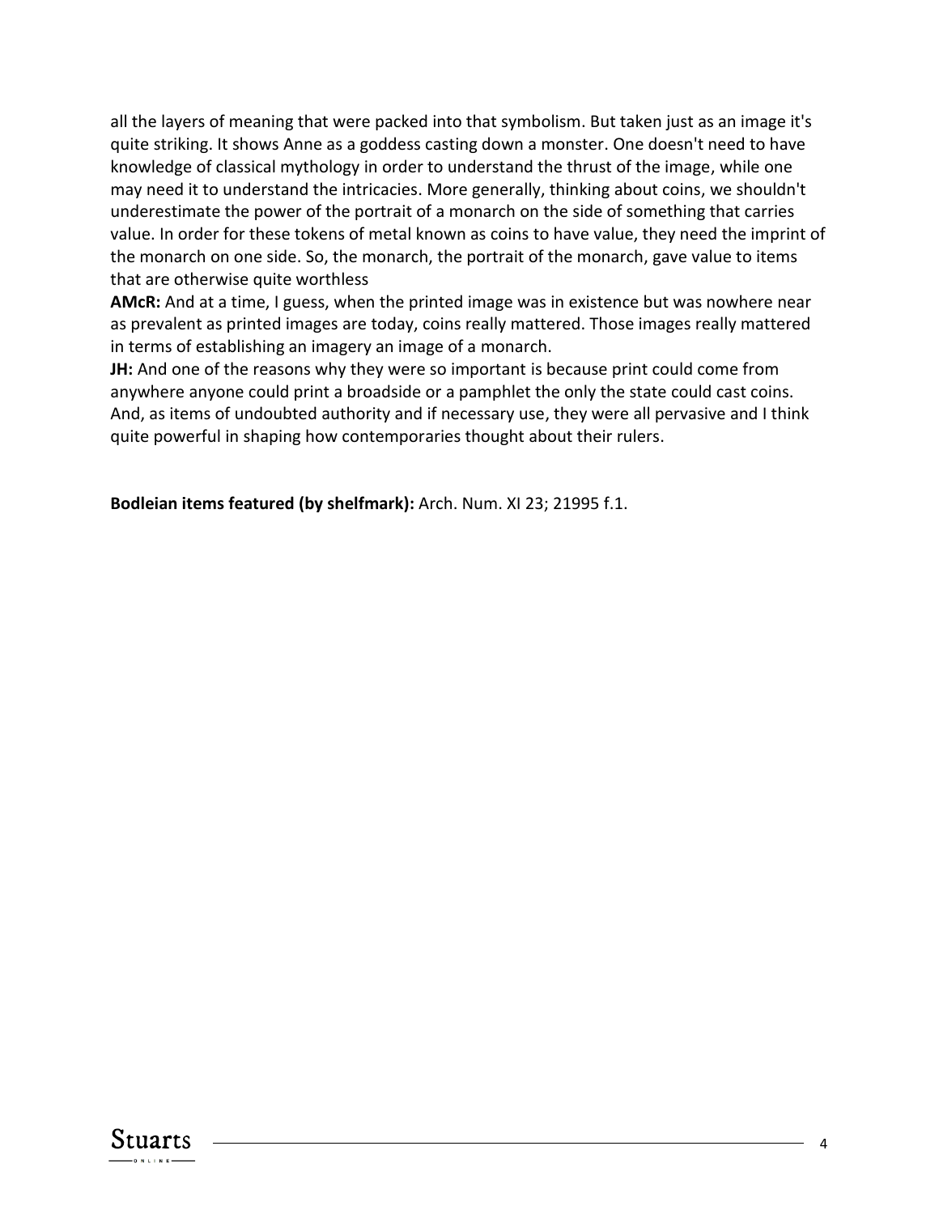all the layers of meaning that were packed into that symbolism. But taken just as an image it's quite striking. It shows Anne as a goddess casting down a monster. One doesn't need to have knowledge of classical mythology in order to understand the thrust of the image, while one may need it to understand the intricacies. More generally, thinking about coins, we shouldn't underestimate the power of the portrait of a monarch on the side of something that carries value. In order for these tokens of metal known as coins to have value, they need the imprint of the monarch on one side. So, the monarch, the portrait of the monarch, gave value to items that are otherwise quite worthless

**AMcR:** And at a time, I guess, when the printed image was in existence but was nowhere near as prevalent as printed images are today, coins really mattered. Those images really mattered in terms of establishing an imagery an image of a monarch.

**JH:** And one of the reasons why they were so important is because print could come from anywhere anyone could print a broadside or a pamphlet the only the state could cast coins. And, as items of undoubted authority and if necessary use, they were all pervasive and I think quite powerful in shaping how contemporaries thought about their rulers.

**Bodleian items featured (by shelfmark):** Arch. Num. XI 23; 21995 f.1.